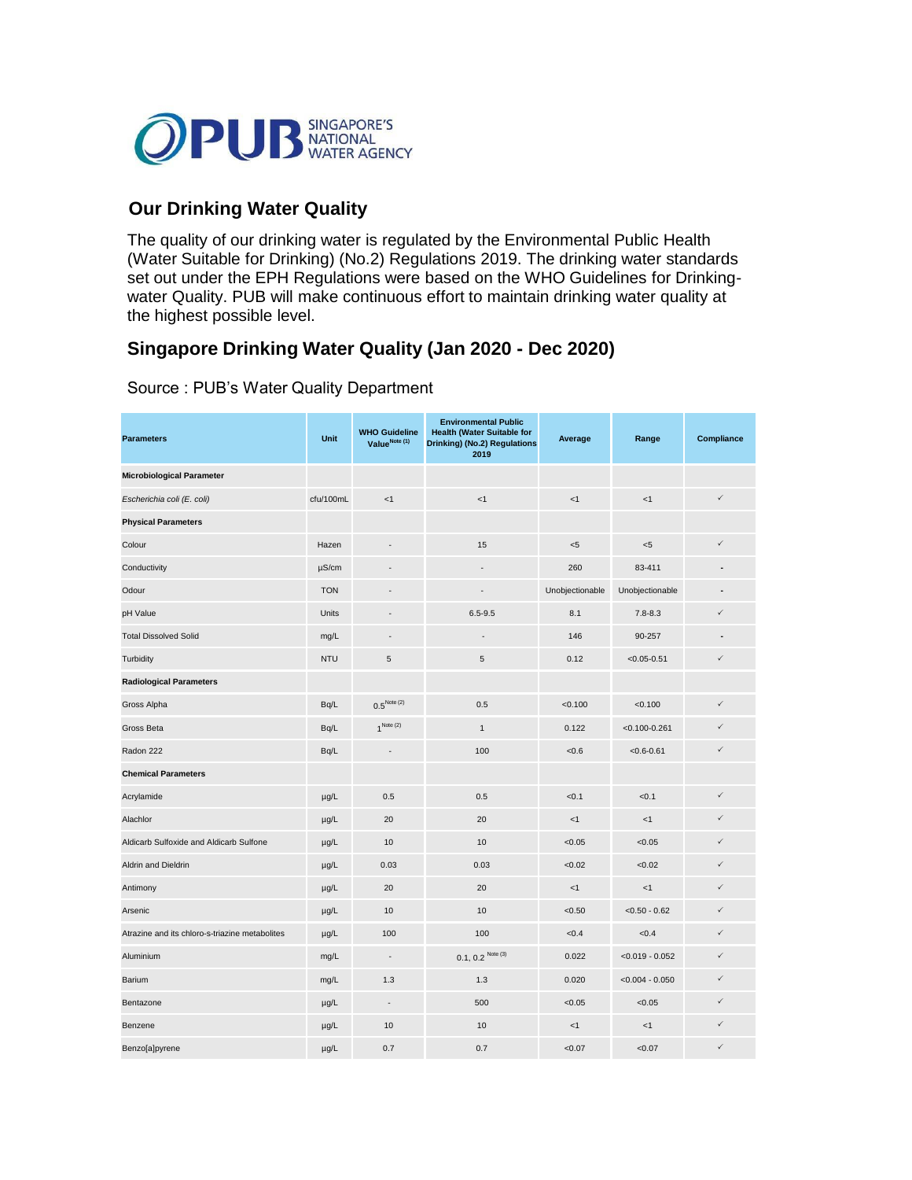PUB SINGAPORE'S NATIONAL WATER AGENCY

## Our Drinking Water Quality

The quality of our drinking water is regulated by the Environmental Public Health (Water Suitable for Drinking) (No.2) Regulations 2019. The drinking water standards set out under the EPH Regulations were based on the WHO Guidelines for Drinking-water Quality. PUB will make continuous effort to maintain drinking water quality at the highest possible level.

## Singapore Drinking Water Quality (Jan 2020 - Dec 2020)

Source : PUB's Water Quality Department

| Parameters | Unit | WHO Guideline Value Note (1) | Environmental Public Health (Water Suitable for Drinking) (No.2) Regulations 2019 | Average | Range | Compliance |
|---|---|---|---|---|---|---|
| **Microbiological Parameter** | | | | | | |
| *Escherichia coli (E. coli)* | cfu/100mL | <1 | <1 | <1 | <1 | ✓ |
| **Physical Parameters** | | | | | | |
| Colour | Hazen | - | 15 | <5 | <5 | ✓ |
| Conductivity | µS/cm | - | - | 260 | 83-411 | - |
| Odour | TON | - | - | Unobjectionable | Unobjectionable | - |
| pH Value | Units | - | 6.5-9.5 | 8.1 | 7.8-8.3 | ✓ |
| Total Dissolved Solid | mg/L | - | - | 146 | 90-257 | - |
| Turbidity | NTU | 5 | 5 | 0.12 | <0.05-0.51 | ✓ |
| **Radiological Parameters** | | | | | | |
| Gross Alpha | Bq/L | 0.5 Note (2) | 0.5 | <0.100 | <0.100 | ✓ |
| Gross Beta | Bq/L | 1 Note (2) | 1 | 0.122 | <0.100-0.261 | ✓ |
| Radon 222 | Bq/L | - | 100 | <0.6 | <0.6-0.61 | ✓ |
| **Chemical Parameters** | | | | | | |
| Acrylamide | µg/L | 0.5 | 0.5 | <0.1 | <0.1 | ✓ |
| Alachlor | µg/L | 20 | 20 | <1 | <1 | ✓ |
| Aldicarb Sulfoxide and Aldicarb Sulfone | µg/L | 10 | 10 | <0.05 | <0.05 | ✓ |
| Aldrin and Dieldrin | µg/L | 0.03 | 0.03 | <0.02 | <0.02 | ✓ |
| Antimony | µg/L | 20 | 20 | <1 | <1 | ✓ |
| Arsenic | µg/L | 10 | 10 | <0.50 | <0.50 - 0.62 | ✓ |
| Atrazine and its chloro-s-triazine metabolites | µg/L | 100 | 100 | <0.4 | <0.4 | ✓ |
| Aluminium | mg/L | - | 0.1, 0.2 Note (3) | 0.022 | <0.019 - 0.052 | ✓ |
| Barium | mg/L | 1.3 | 1.3 | 0.020 | <0.004 - 0.050 | ✓ |
| Bentazone | µg/L | - | 500 | <0.05 | <0.05 | ✓ |
| Benzene | µg/L | 10 | 10 | <1 | <1 | ✓ |
| Benzo[a]pyrene | µg/L | 0.7 | 0.7 | <0.07 | <0.07 | ✓ |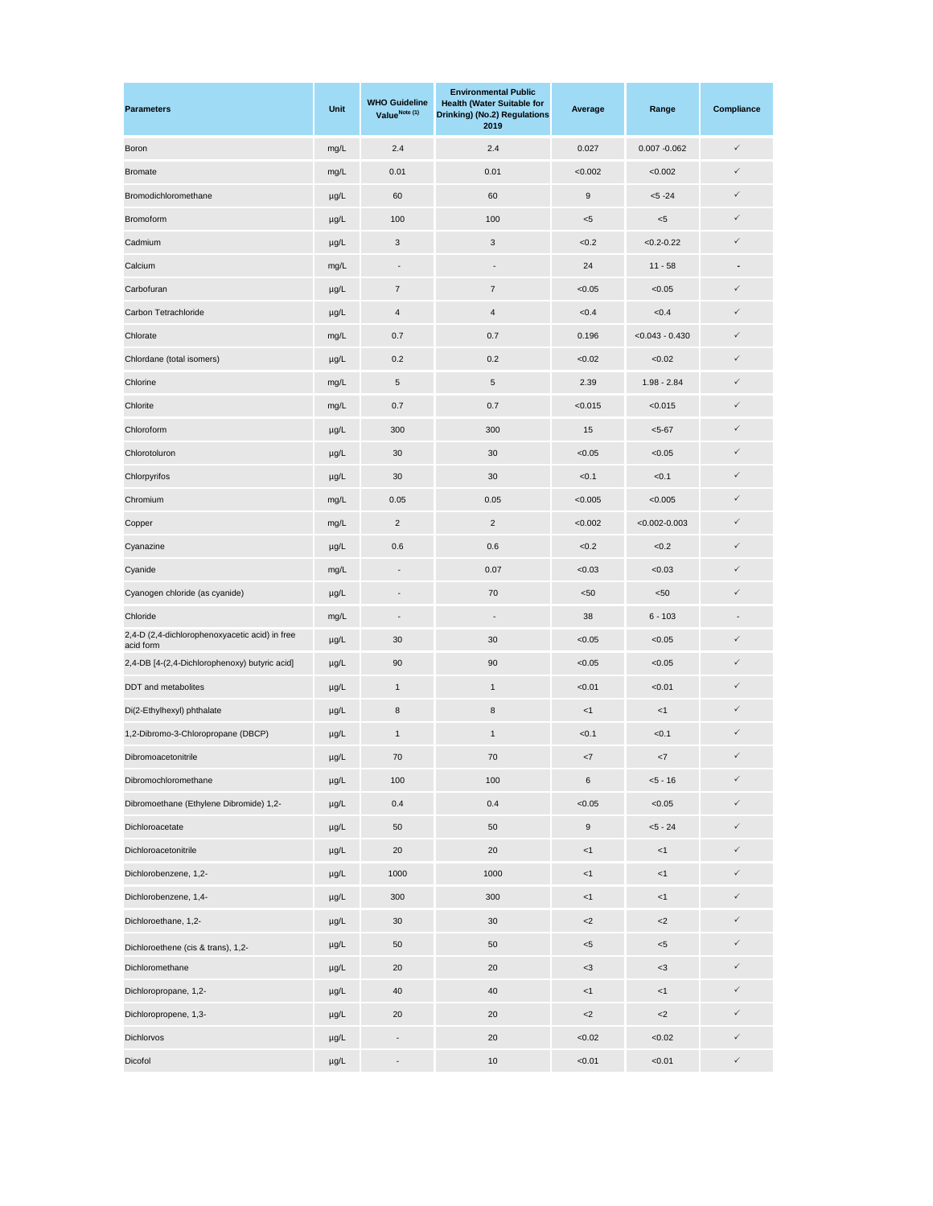| Parameters | Unit | WHO Guideline Value Note (1) | Environmental Public Health (Water Suitable for Drinking) (No.2) Regulations 2019 | Average | Range | Compliance |
|---|---|---|---|---|---|---|
| Boron | mg/L | 2.4 | 2.4 | 0.027 | 0.007 -0.062 | ✓ |
| Bromate | mg/L | 0.01 | 0.01 | <0.002 | <0.002 | ✓ |
| Bromodichloromethane | µg/L | 60 | 60 | 9 | <5 -24 | ✓ |
| Bromoform | µg/L | 100 | 100 | <5 | <5 | ✓ |
| Cadmium | µg/L | 3 | 3 | <0.2 | <0.2-0.22 | ✓ |
| Calcium | mg/L | - | - | 24 | 11 - 58 | - |
| Carbofuran | µg/L | 7 | 7 | <0.05 | <0.05 | ✓ |
| Carbon Tetrachloride | µg/L | 4 | 4 | <0.4 | <0.4 | ✓ |
| Chlorate | mg/L | 0.7 | 0.7 | 0.196 | <0.043 - 0.430 | ✓ |
| Chlordane (total isomers) | µg/L | 0.2 | 0.2 | <0.02 | <0.02 | ✓ |
| Chlorine | mg/L | 5 | 5 | 2.39 | 1.98 - 2.84 | ✓ |
| Chlorite | mg/L | 0.7 | 0.7 | <0.015 | <0.015 | ✓ |
| Chloroform | µg/L | 300 | 300 | 15 | <5-67 | ✓ |
| Chlorotoluron | µg/L | 30 | 30 | <0.05 | <0.05 | ✓ |
| Chlorpyrifos | µg/L | 30 | 30 | <0.1 | <0.1 | ✓ |
| Chromium | mg/L | 0.05 | 0.05 | <0.005 | <0.005 | ✓ |
| Copper | mg/L | 2 | 2 | <0.002 | <0.002-0.003 | ✓ |
| Cyanazine | µg/L | 0.6 | 0.6 | <0.2 | <0.2 | ✓ |
| Cyanide | mg/L | - | 0.07 | <0.03 | <0.03 | ✓ |
| Cyanogen chloride (as cyanide) | µg/L | - | 70 | <50 | <50 | ✓ |
| Chloride | mg/L | - | - | 38 | 6 - 103 | - |
| 2,4-D (2,4-dichlorophenoxyacetic acid) in free acid form | µg/L | 30 | 30 | <0.05 | <0.05 | ✓ |
| 2,4-DB [4-(2,4-Dichlorophenoxy) butyric acid] | µg/L | 90 | 90 | <0.05 | <0.05 | ✓ |
| DDT and metabolites | µg/L | 1 | 1 | <0.01 | <0.01 | ✓ |
| Di(2-Ethylhexyl) phthalate | µg/L | 8 | 8 | <1 | <1 | ✓ |
| 1,2-Dibromo-3-Chloropropane (DBCP) | µg/L | 1 | 1 | <0.1 | <0.1 | ✓ |
| Dibromoacetonitrile | µg/L | 70 | 70 | <7 | <7 | ✓ |
| Dibromochloromethane | µg/L | 100 | 100 | 6 | <5 - 16 | ✓ |
| Dibromoethane (Ethylene Dibromide) 1,2- | µg/L | 0.4 | 0.4 | <0.05 | <0.05 | ✓ |
| Dichloroacetate | µg/L | 50 | 50 | 9 | <5 - 24 | ✓ |
| Dichloroacetonitrile | µg/L | 20 | 20 | <1 | <1 | ✓ |
| Dichlorobenzene, 1,2- | µg/L | 1000 | 1000 | <1 | <1 | ✓ |
| Dichlorobenzene, 1,4- | µg/L | 300 | 300 | <1 | <1 | ✓ |
| Dichloroethane, 1,2- | µg/L | 30 | 30 | <2 | <2 | ✓ |
| Dichloroethene (cis & trans), 1,2- | µg/L | 50 | 50 | <5 | <5 | ✓ |
| Dichloromethane | µg/L | 20 | 20 | <3 | <3 | ✓ |
| Dichloropropane, 1,2- | µg/L | 40 | 40 | <1 | <1 | ✓ |
| Dichloropropene, 1,3- | µg/L | 20 | 20 | <2 | <2 | ✓ |
| Dichlorvos | µg/L | - | 20 | <0.02 | <0.02 | ✓ |
| Dicofol | µg/L | - | 10 | <0.01 | <0.01 | ✓ |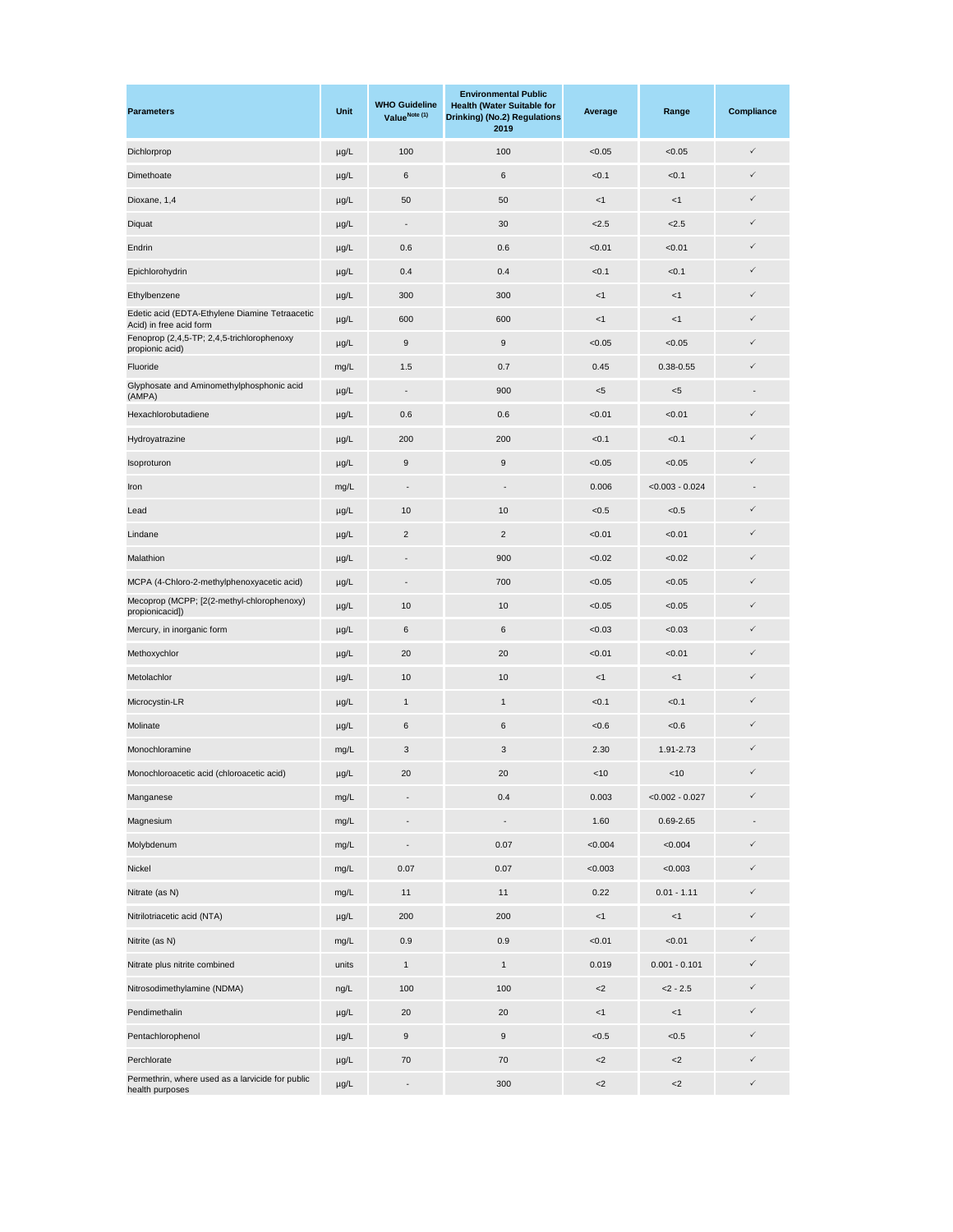| Parameters | Unit | WHO Guideline Value[Note (1)] | Environmental Public Health (Water Suitable for Drinking) (No.2) Regulations 2019 | Average | Range | Compliance |
|---|---|---|---|---|---|---|
| Dichlorprop | µg/L | 100 | 100 | <0.05 | <0.05 | ✓ |
| Dimethoate | µg/L | 6 | 6 | <0.1 | <0.1 | ✓ |
| Dioxane, 1,4 | µg/L | 50 | 50 | <1 | <1 | ✓ |
| Diquat | µg/L | - | 30 | <2.5 | <2.5 | ✓ |
| Endrin | µg/L | 0.6 | 0.6 | <0.01 | <0.01 | ✓ |
| Epichlorohydrin | µg/L | 0.4 | 0.4 | <0.1 | <0.1 | ✓ |
| Ethylbenzene | µg/L | 300 | 300 | <1 | <1 | ✓ |
| Edetic acid (EDTA-Ethylene Diamine Tetraacetic Acid) in free acid form | µg/L | 600 | 600 | <1 | <1 | ✓ |
| Fenoprop (2,4,5-TP; 2,4,5-trichlorophenoxy propionic acid) | µg/L | 9 | 9 | <0.05 | <0.05 | ✓ |
| Fluoride | mg/L | 1.5 | 0.7 | 0.45 | 0.38-0.55 | ✓ |
| Glyphosate and Aminomethylphosphonic acid (AMPA) | µg/L | - | 900 | <5 | <5 | - |
| Hexachlorobutadiene | µg/L | 0.6 | 0.6 | <0.01 | <0.01 | ✓ |
| Hydroyatrazine | µg/L | 200 | 200 | <0.1 | <0.1 | ✓ |
| Isoproturon | µg/L | 9 | 9 | <0.05 | <0.05 | ✓ |
| Iron | mg/L | - | - | 0.006 | <0.003 - 0.024 | - |
| Lead | µg/L | 10 | 10 | <0.5 | <0.5 | ✓ |
| Lindane | µg/L | 2 | 2 | <0.01 | <0.01 | ✓ |
| Malathion | µg/L | - | 900 | <0.02 | <0.02 | ✓ |
| MCPA (4-Chloro-2-methylphenoxyacetic acid) | µg/L | - | 700 | <0.05 | <0.05 | ✓ |
| Mecoprop (MCPP; [2(2-methyl-chlorophenoxy) propionicacid]) | µg/L | 10 | 10 | <0.05 | <0.05 | ✓ |
| Mercury, in inorganic form | µg/L | 6 | 6 | <0.03 | <0.03 | ✓ |
| Methoxychlor | µg/L | 20 | 20 | <0.01 | <0.01 | ✓ |
| Metolachlor | µg/L | 10 | 10 | <1 | <1 | ✓ |
| Microcystin-LR | µg/L | 1 | 1 | <0.1 | <0.1 | ✓ |
| Molinate | µg/L | 6 | 6 | <0.6 | <0.6 | ✓ |
| Monochloramine | mg/L | 3 | 3 | 2.30 | 1.91-2.73 | ✓ |
| Monochloroacetic acid (chloroacetic acid) | µg/L | 20 | 20 | <10 | <10 | ✓ |
| Manganese | mg/L | - | 0.4 | 0.003 | <0.002 - 0.027 | ✓ |
| Magnesium | mg/L | - | - | 1.60 | 0.69-2.65 | - |
| Molybdenum | mg/L | - | 0.07 | <0.004 | <0.004 | ✓ |
| Nickel | mg/L | 0.07 | 0.07 | <0.003 | <0.003 | ✓ |
| Nitrate (as N) | mg/L | 11 | 11 | 0.22 | 0.01 - 1.11 | ✓ |
| Nitrilotriacetic acid (NTA) | µg/L | 200 | 200 | <1 | <1 | ✓ |
| Nitrite (as N) | mg/L | 0.9 | 0.9 | <0.01 | <0.01 | ✓ |
| Nitrate plus nitrite combined | units | 1 | 1 | 0.019 | 0.001 - 0.101 | ✓ |
| Nitrosodimethylamine (NDMA) | ng/L | 100 | 100 | <2 | <2 - 2.5 | ✓ |
| Pendimethalin | µg/L | 20 | 20 | <1 | <1 | ✓ |
| Pentachlorophenol | µg/L | 9 | 9 | <0.5 | <0.5 | ✓ |
| Perchlorate | µg/L | 70 | 70 | <2 | <2 | ✓ |
| Permethrin, where used as a larvicide for public health purposes | µg/L | - | 300 | <2 | <2 | ✓ |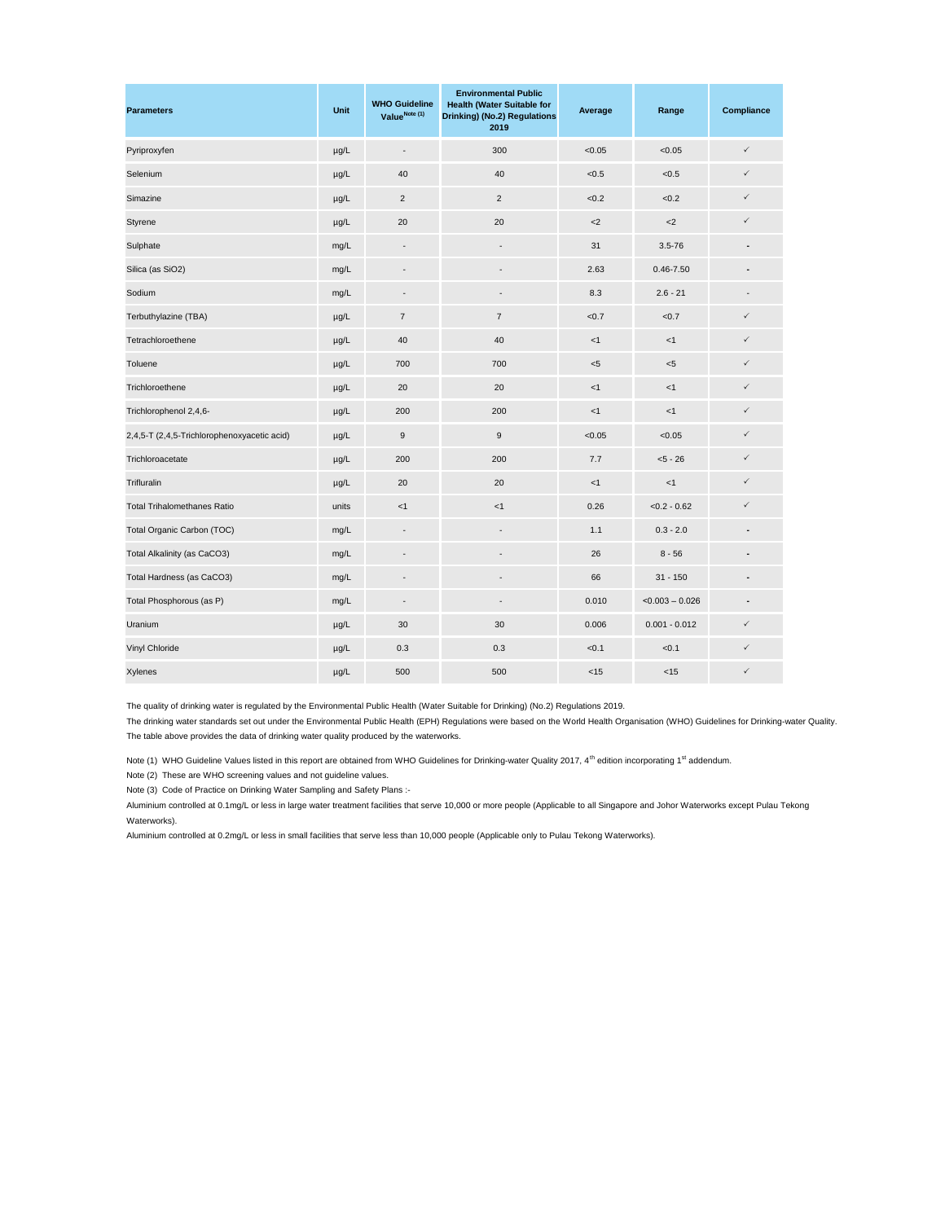| Parameters | Unit | WHO Guideline Value Note (1) | Environmental Public Health (Water Suitable for Drinking) (No.2) Regulations 2019 | Average | Range | Compliance |
|---|---|---|---|---|---|---|
| Pyriproxyfen | µg/L | - | 300 | <0.05 | <0.05 | ✓ |
| Selenium | µg/L | 40 | 40 | <0.5 | <0.5 | ✓ |
| Simazine | µg/L | 2 | 2 | <0.2 | <0.2 | ✓ |
| Styrene | µg/L | 20 | 20 | <2 | <2 | ✓ |
| Sulphate | mg/L | - | - | 31 | 3.5-76 | - |
| Silica (as SiO2) | mg/L | - | - | 2.63 | 0.46-7.50 | - |
| Sodium | mg/L | - | - | 8.3 | 2.6 - 21 | - |
| Terbuthylazine (TBA) | µg/L | 7 | 7 | <0.7 | <0.7 | ✓ |
| Tetrachloroethene | µg/L | 40 | 40 | <1 | <1 | ✓ |
| Toluene | µg/L | 700 | 700 | <5 | <5 | ✓ |
| Trichloroethene | µg/L | 20 | 20 | <1 | <1 | ✓ |
| Trichlorophenol 2,4,6- | µg/L | 200 | 200 | <1 | <1 | ✓ |
| 2,4,5-T (2,4,5-Trichlorophenoxyacetic acid) | µg/L | 9 | 9 | <0.05 | <0.05 | ✓ |
| Trichloroacetate | µg/L | 200 | 200 | 7.7 | <5 - 26 | ✓ |
| Trifluralin | µg/L | 20 | 20 | <1 | <1 | ✓ |
| Total Trihalomethanes Ratio | units | <1 | <1 | 0.26 | <0.2 - 0.62 | ✓ |
| Total Organic Carbon (TOC) | mg/L | - | - | 1.1 | 0.3 - 2.0 | - |
| Total Alkalinity (as CaCO3) | mg/L | - | - | 26 | 8 - 56 | - |
| Total Hardness (as CaCO3) | mg/L | - | - | 66 | 31 - 150 | - |
| Total Phosphorous (as P) | mg/L | - | - | 0.010 | <0.003 – 0.026 | - |
| Uranium | µg/L | 30 | 30 | 0.006 | 0.001 - 0.012 | ✓ |
| Vinyl Chloride | µg/L | 0.3 | 0.3 | <0.1 | <0.1 | ✓ |
| Xylenes | µg/L | 500 | 500 | <15 | <15 | ✓ |

The quality of drinking water is regulated by the Environmental Public Health (Water Suitable for Drinking) (No.2) Regulations 2019.

The drinking water standards set out under the Environmental Public Health (EPH) Regulations were based on the World Health Organisation (WHO) Guidelines for Drinking-water Quality.

The table above provides the data of drinking water quality produced by the waterworks.

Note (1) WHO Guideline Values listed in this report are obtained from WHO Guidelines for Drinking-water Quality 2017, 4th edition incorporating 1st addendum.

Note (2) These are WHO screening values and not guideline values.

Note (3) Code of Practice on Drinking Water Sampling and Safety Plans :-

Aluminium controlled at 0.1mg/L or less in large water treatment facilities that serve 10,000 or more people (Applicable to all Singapore and Johor Waterworks except Pulau Tekong Waterworks).

Aluminium controlled at 0.2mg/L or less in small facilities that serve less than 10,000 people (Applicable only to Pulau Tekong Waterworks).